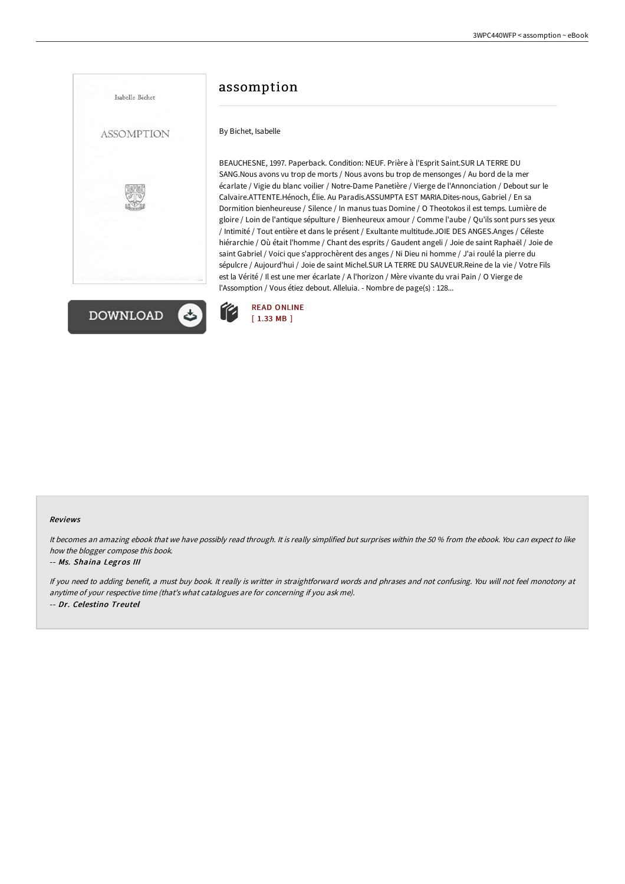# assomption

By Bichet, Isabelle

BEAUCHESNE, 1997. Paperback. Condition: NEUF. Prière à l'Esprit Saint.SUR LA TERRE DU SANG.Nous avons vu trop de morts / Nous avons bu trop de mensonges / Au bord de la mer écarlate / Vigie du blanc voilier / Notre-Dame Panetière / Vierge de l'Annonciation / Debout sur le Calvaire.ATTENTE.Hénoch, Élie. Au Paradis.ASSUMPTA EST MARIA.Dites-nous, Gabriel / En sa Dormition bienheureuse / Silence / In manus tuas Domine / O Theotokos il est temps. Lumière de gloire / Loin de l'antique sépulture / Bienheureux amour / Comme l'aube / Qu'ils sont purs ses yeux / Intimité / Tout entière et dans le présent / Exultante multitude.JOIE DES ANGES.Anges / Céleste hiérarchie / Où était l'homme / Chant des esprits / Gaudent angeli / Joie de saint Raphaël / Joie de saint Gabriel / Voici que s'approchèrent des anges / Ni Dieu ni homme / J'ai roulé la pierre du sépulcre / Aujourd'hui / Joie de saint Michel.SUR LA TERRE DU SAUVEUR.Reine de la vie / Votre Fils est la Vérité / Il est une mer écarlate / A l'horizon / Mère vivante du vrai Pain / O Vierge de l'Assomption / Vous étiez debout. Alleluia. - Nombre de page(s) : 128...

READ ONLINE
[ 1.33 MB ]

#### Reviews

*It becomes an amazing ebook that we have possibly read through. It is really simplified but surprises within the 50 % from the ebook. You can expect to like how the blogger compose this book.*

-- *Ms. Shaina Legros III*

*If you need to adding benefit, a must buy book. It really is writter in straightforward words and phrases and not confusing. You will not feel monotony at anytime of your respective time (that's what catalogues are for concerning if you ask me).*

-- *Dr. Celestino Treutel*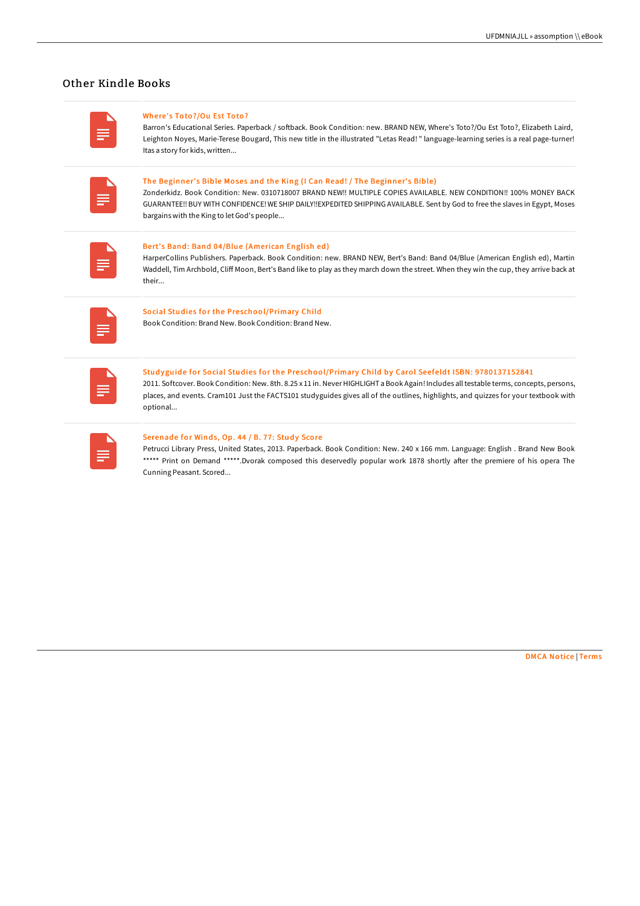## Other Kindle Books

### Where's Toto?/Ou Est Toto?

Barron's Educational Series. Paperback / softback. Book Condition: new. BRAND NEW, Where's Toto?/Ou Est Toto?, Elizabeth Laird, Leighton Noyes, Marie-Terese Bougard, This new title in the illustrated "Letas Read! " language-learning series is a real page-turner! Itas a story for kids, written...

### The Beginner's Bible Moses and the King (I Can Read! / The Beginner's Bible)

Zonderkidz. Book Condition: New. 0310718007 BRAND NEW!! MULTIPLE COPIES AVAILABLE. NEW CONDITION!! 100% MONEY BACK GUARANTEE!! BUY WITH CONFIDENCE! WE SHIP DAILY!!EXPEDITED SHIPPING AVAILABLE. Sent by God to free the slaves in Egypt, Moses bargains with the King to let God's people...

### Bert's Band: Band 04/Blue (American English ed)

HarperCollins Publishers. Paperback. Book Condition: new. BRAND NEW, Bert's Band: Band 04/Blue (American English ed), Martin Waddell, Tim Archbold, Cliff Moon, Bert's Band like to play as they march down the street. When they win the cup, they arrive back at their...

### Social Studies for the Preschool/Primary Child

Book Condition: Brand New. Book Condition: Brand New.

### Studyguide for Social Studies for the Preschool/Primary Child by Carol Seefeldt ISBN: 9780137152841

2011. Softcover. Book Condition: New. 8th. 8.25 x 11 in. Never HIGHLIGHT a Book Again! Includes all testable terms, concepts, persons, places, and events. Cram101 Just the FACTS101 studyguides gives all of the outlines, highlights, and quizzes for your textbook with optional...

### Serenade for Winds, Op. 44 / B. 77: Study Score

Petrucci Library Press, United States, 2013. Paperback. Book Condition: New. 240 x 166 mm. Language: English . Brand New Book ***** Print on Demand *****.Dvorak composed this deservedly popular work 1878 shortly after the premiere of his opera The Cunning Peasant. Scored...